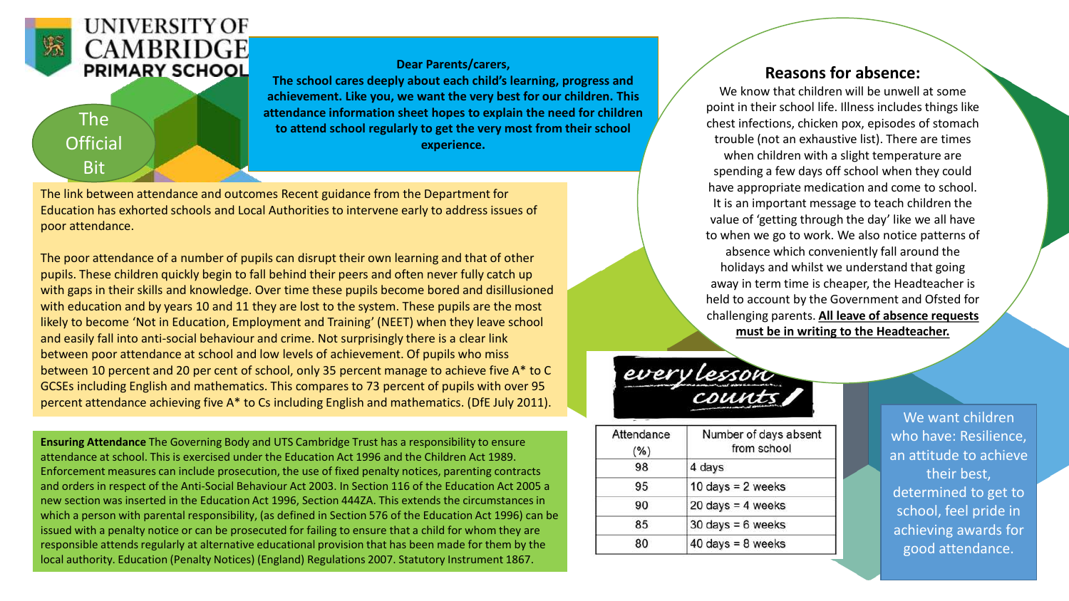# UNIVERSITY OF CAMBRIDGE PRIMARY SCHOOL

## The Official Bit

**Dear Parents/carers,**
**The school cares deeply about each child's learning, progress and achievement. Like you, we want the very best for our children. This attendance information sheet hopes to explain the need for children to attend school regularly to get the very most from their school experience.**

The link between attendance and outcomes Recent guidance from the Department for Education has exhorted schools and Local Authorities to intervene early to address issues of poor attendance.

The poor attendance of a number of pupils can disrupt their own learning and that of other pupils. These children quickly begin to fall behind their peers and often never fully catch up with gaps in their skills and knowledge. Over time these pupils become bored and disillusioned with education and by years 10 and 11 they are lost to the system. These pupils are the most likely to become 'Not in Education, Employment and Training' (NEET) when they leave school and easily fall into anti-social behaviour and crime. Not surprisingly there is a clear link between poor attendance at school and low levels of achievement. Of pupils who miss between 10 percent and 20 per cent of school, only 35 percent manage to achieve five A* to C GCSEs including English and mathematics. This compares to 73 percent of pupils with over 95 percent attendance achieving five A* to Cs including English and mathematics. (DfE July 2011).

**Ensuring Attendance** The Governing Body and UTS Cambridge Trust has a responsibility to ensure attendance at school. This is exercised under the Education Act 1996 and the Children Act 1989. Enforcement measures can include prosecution, the use of fixed penalty notices, parenting contracts and orders in respect of the Anti-Social Behaviour Act 2003. In Section 116 of the Education Act 2005 a new section was inserted in the Education Act 1996, Section 444ZA. This extends the circumstances in which a person with parental responsibility, (as defined in Section 576 of the Education Act 1996) can be issued with a penalty notice or can be prosecuted for failing to ensure that a child for whom they are responsible attends regularly at alternative educational provision that has been made for them by the local authority. Education (Penalty Notices) (England) Regulations 2007. Statutory Instrument 1867.

## Reasons for absence:

We know that children will be unwell at some point in their school life. Illness includes things like chest infections, chicken pox, episodes of stomach trouble (not an exhaustive list). There are times when children with a slight temperature are spending a few days off school when they could have appropriate medication and come to school. It is an important message to teach children the value of 'getting through the day' like we all have to when we go to work. We also notice patterns of absence which conveniently fall around the holidays and whilst we understand that going away in term time is cheaper, the Headteacher is held to account by the Government and Ofsted for challenging parents. **All leave of absence requests must be in writing to the Headteacher.**

**every lesson counts**

| Attendance (%) | Number of days absent from school |
|---|---|
| 98 | 4 days |
| 95 | 10 days = 2 weeks |
| 90 | 20 days = 4 weeks |
| 85 | 30 days = 6 weeks |
| 80 | 40 days = 8 weeks |

We want children who have: Resilience, an attitude to achieve their best, determined to get to school, feel pride in achieving awards for good attendance.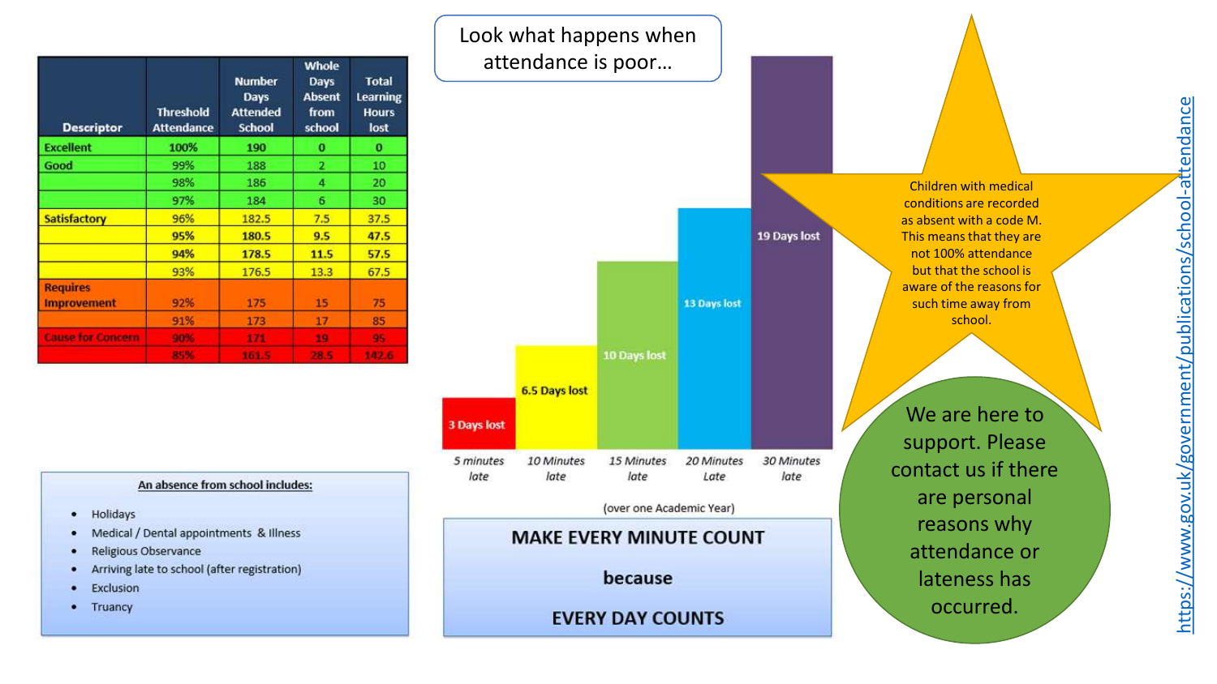| Descriptor | Threshold Attendance | Number Days Attended School | Whole Days Absent from school | Total Learning Hours lost |
|---|---|---|---|---|
| Excellent | 100% | 190 | 0 | 0 |
| Good | 99% | 188 | 2 | 10 |
| | 98% | 186 | 4 | 20 |
| | 97% | 184 | 6 | 30 |
| Satisfactory | 96% | 182.5 | 7.5 | 37.5 |
| | 95% | 180.5 | 9.5 | 47.5 |
| | 94% | 178.5 | 11.5 | 57.5 |
| | 93% | 176.5 | 13.3 | 67.5 |
| Requires Improvement | 92% | 175 | 15 | 75 |
| | 91% | 173 | 17 | 85 |
| Cause for Concern | 90% | 171 | 19 | 95 |
| | 85% | 161.5 | 28.5 | 142.6 |

Look what happens when attendance is poor…

3 Days lost
6.5 Days lost
10 Days lost
13 Days lost
19 Days lost

*5 minutes late*
*10 Minutes late*
*15 Minutes late*
*20 Minutes Late*
*30 Minutes late*

(over one Academic Year)

**MAKE EVERY MINUTE COUNT**

**because**

**EVERY DAY COUNTS**

**An absence from school includes:**

- Holidays
- Medical / Dental appointments & Illness
- Religious Observance
- Arriving late to school (after registration)
- Exclusion
- Truancy

Children with medical conditions are recorded as absent with a code M. This means that they are not 100% attendance but that the school is aware of the reasons for such time away from school.

We are here to support. Please contact us if there are personal reasons why attendance or lateness has occurred.

https://www.gov.uk/government/publications/school-attendance